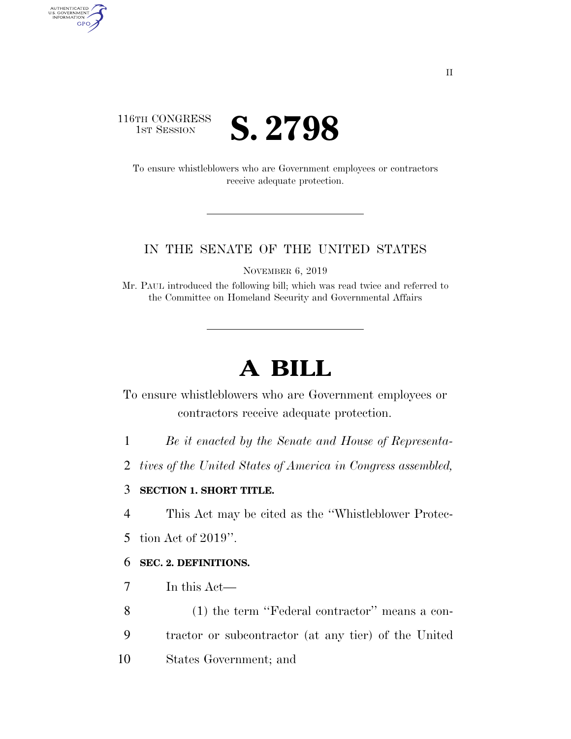116TH CONGRESS
1ST SESSION

# S. 2798

To ensure whistleblowers who are Government employees or contractors receive adequate protection.

IN THE SENATE OF THE UNITED STATES

NOVEMBER 6, 2019

Mr. PAUL introduced the following bill; which was read twice and referred to the Committee on Homeland Security and Governmental Affairs

# A BILL

To ensure whistleblowers who are Government employees or contractors receive adequate protection.

*Be it enacted by the Senate and House of Representatives of the United States of America in Congress assembled,*

**SECTION 1. SHORT TITLE.**

This Act may be cited as the "Whistleblower Protection Act of 2019".

**SEC. 2. DEFINITIONS.**

In this Act—

(1) the term "Federal contractor" means a contractor or subcontractor (at any tier) of the United States Government; and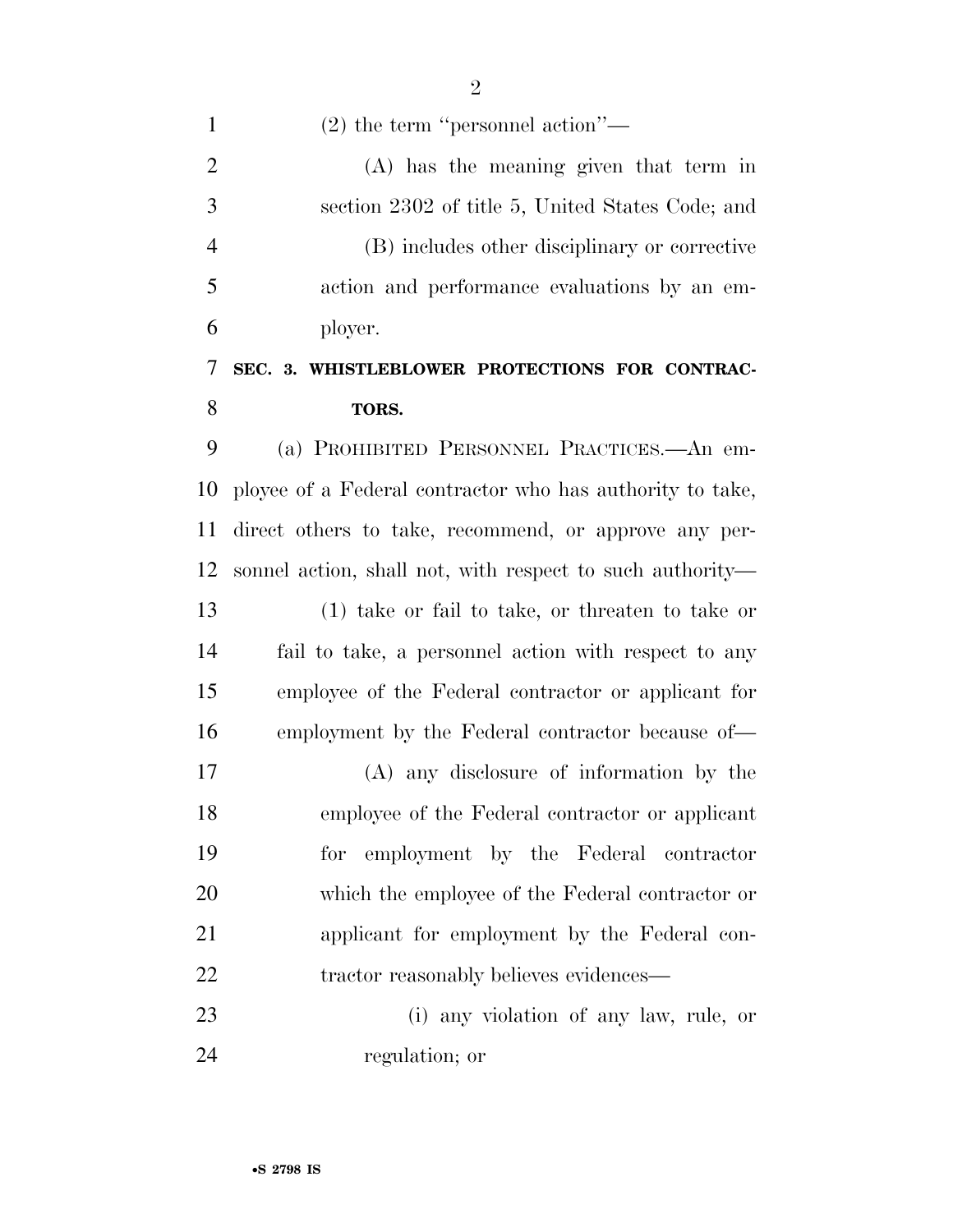(2) the term "personnel action"—

(A) has the meaning given that term in section 2302 of title 5, United States Code; and

(B) includes other disciplinary or corrective action and performance evaluations by an employer.

## SEC. 3. WHISTLEBLOWER PROTECTIONS FOR CONTRACTORS.

(a) PROHIBITED PERSONNEL PRACTICES.—An employee of a Federal contractor who has authority to take, direct others to take, recommend, or approve any personnel action, shall not, with respect to such authority—

(1) take or fail to take, or threaten to take or fail to take, a personnel action with respect to any employee of the Federal contractor or applicant for employment by the Federal contractor because of—

(A) any disclosure of information by the employee of the Federal contractor or applicant for employment by the Federal contractor which the employee of the Federal contractor or applicant for employment by the Federal contractor reasonably believes evidences—

(i) any violation of any law, rule, or regulation; or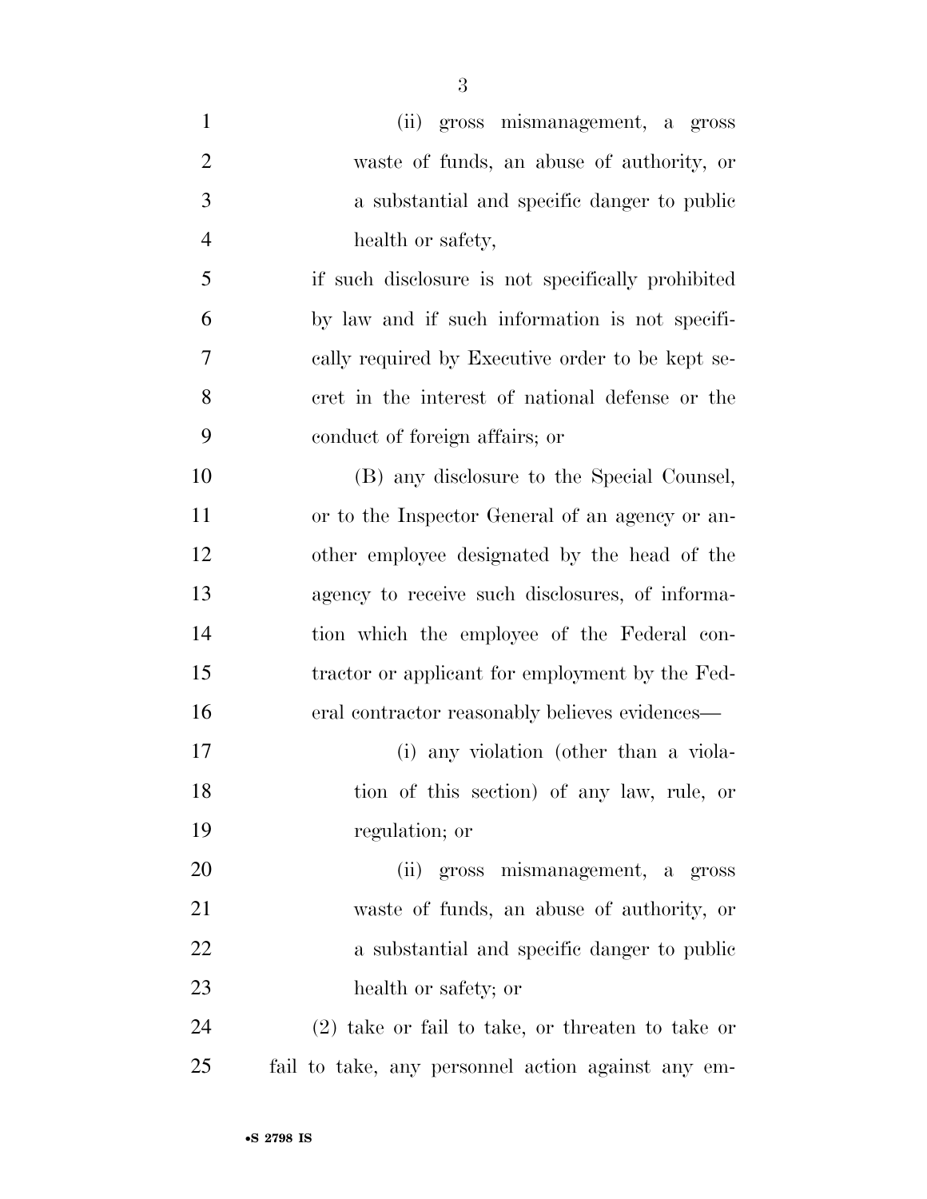(ii) gross mismanagement, a gross waste of funds, an abuse of authority, or a substantial and specific danger to public health or safety,

if such disclosure is not specifically prohibited by law and if such information is not specifically required by Executive order to be kept secret in the interest of national defense or the conduct of foreign affairs; or

(B) any disclosure to the Special Counsel, or to the Inspector General of an agency or another employee designated by the head of the agency to receive such disclosures, of information which the employee of the Federal contractor or applicant for employment by the Federal contractor reasonably believes evidences—

(i) any violation (other than a violation of this section) of any law, rule, or regulation; or

(ii) gross mismanagement, a gross waste of funds, an abuse of authority, or a substantial and specific danger to public health or safety; or

(2) take or fail to take, or threaten to take or fail to take, any personnel action against any em-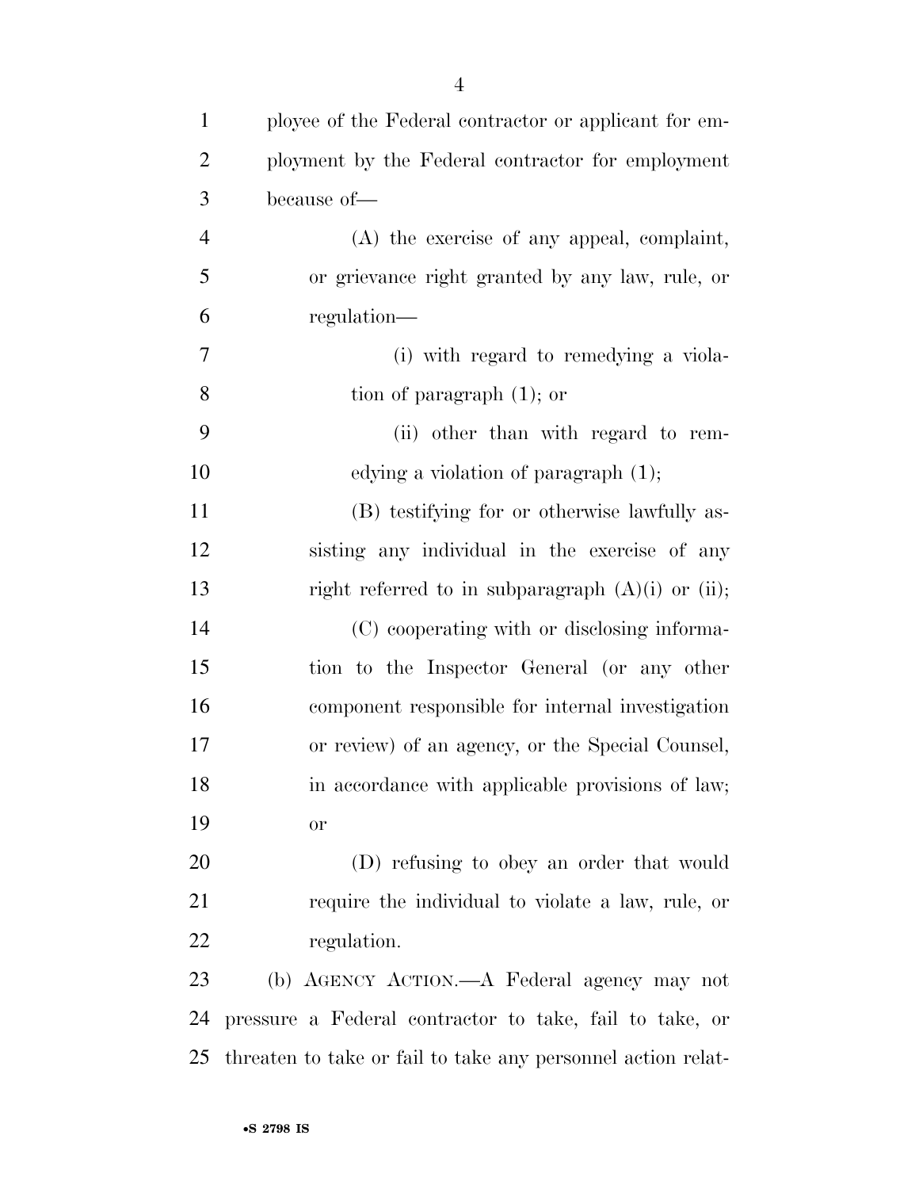ployee of the Federal contractor or applicant for employment by the Federal contractor for employment because of—

(A) the exercise of any appeal, complaint, or grievance right granted by any law, rule, or regulation—

(i) with regard to remedying a violation of paragraph (1); or

(ii) other than with regard to remedying a violation of paragraph (1);

(B) testifying for or otherwise lawfully assisting any individual in the exercise of any right referred to in subparagraph (A)(i) or (ii);

(C) cooperating with or disclosing information to the Inspector General (or any other component responsible for internal investigation or review) of an agency, or the Special Counsel, in accordance with applicable provisions of law; or

(D) refusing to obey an order that would require the individual to violate a law, rule, or regulation.

(b) AGENCY ACTION.—A Federal agency may not pressure a Federal contractor to take, fail to take, or threaten to take or fail to take any personnel action relat-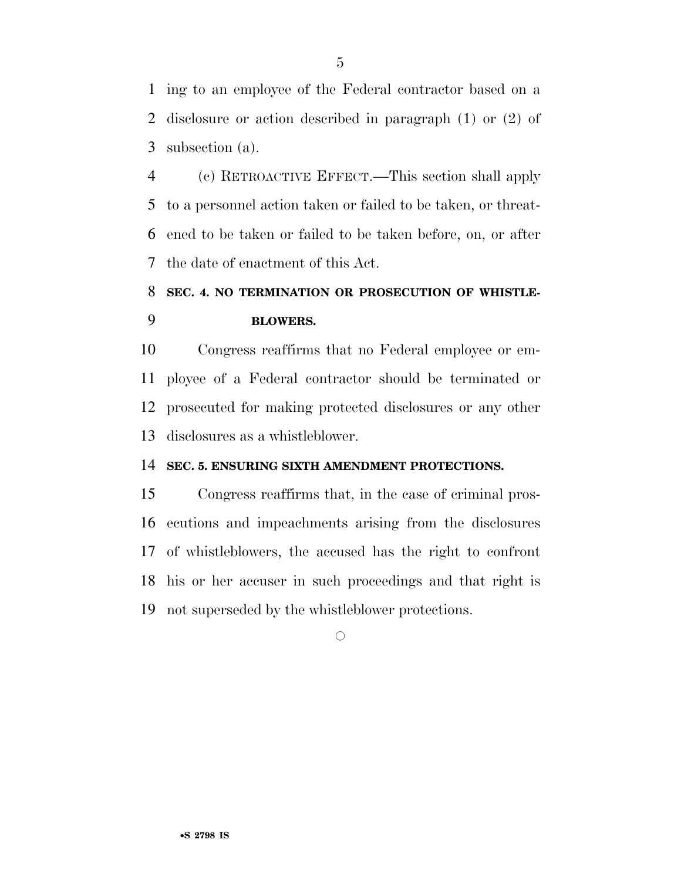ing to an employee of the Federal contractor based on a disclosure or action described in paragraph (1) or (2) of subsection (a).

(c) RETROACTIVE EFFECT.—This section shall apply to a personnel action taken or failed to be taken, or threatened to be taken or failed to be taken before, on, or after the date of enactment of this Act.

## SEC. 4. NO TERMINATION OR PROSECUTION OF WHISTLEBLOWERS.

Congress reaffirms that no Federal employee or employee of a Federal contractor should be terminated or prosecuted for making protected disclosures or any other disclosures as a whistleblower.

## SEC. 5. ENSURING SIXTH AMENDMENT PROTECTIONS.

Congress reaffirms that, in the case of criminal prosecutions and impeachments arising from the disclosures of whistleblowers, the accused has the right to confront his or her accuser in such proceedings and that right is not superseded by the whistleblower protections.

○